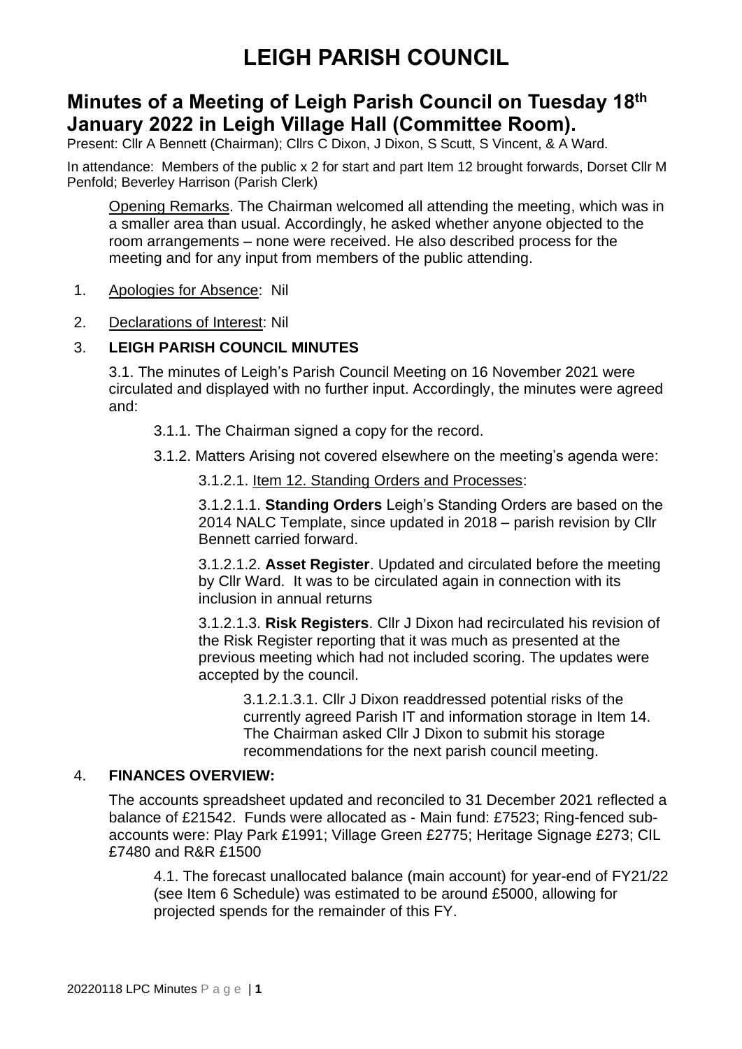# LEIGH PARISH COUNCIL

## Minutes of a Meeting of Leigh Parish Council on Tuesday 18th January 2022 in Leigh Village Hall (Committee Room).

Present: Cllr A Bennett (Chairman); Cllrs C Dixon, J Dixon, S Scutt, S Vincent, & A Ward.

In attendance: Members of the public x 2 for start and part Item 12 brought forwards, Dorset Cllr M Penfold; Beverley Harrison (Parish Clerk)

Opening Remarks. The Chairman welcomed all attending the meeting, which was in a smaller area than usual. Accordingly, he asked whether anyone objected to the room arrangements – none were received. He also described process for the meeting and for any input from members of the public attending.

1. Apologies for Absence: Nil

2. Declarations of Interest: Nil

3. **LEIGH PARISH COUNCIL MINUTES**

   3.1. The minutes of Leigh's Parish Council Meeting on 16 November 2021 were circulated and displayed with no further input. Accordingly, the minutes were agreed and:

   3.1.1. The Chairman signed a copy for the record.

   3.1.2. Matters Arising not covered elsewhere on the meeting's agenda were:

   3.1.2.1. Item 12. Standing Orders and Processes:

   3.1.2.1.1. **Standing Orders** Leigh's Standing Orders are based on the 2014 NALC Template, since updated in 2018 – parish revision by Cllr Bennett carried forward.

   3.1.2.1.2. **Asset Register**. Updated and circulated before the meeting by Cllr Ward. It was to be circulated again in connection with its inclusion in annual returns

   3.1.2.1.3. **Risk Registers**. Cllr J Dixon had recirculated his revision of the Risk Register reporting that it was much as presented at the previous meeting which had not included scoring. The updates were accepted by the council.

   3.1.2.1.3.1. Cllr J Dixon readdressed potential risks of the currently agreed Parish IT and information storage in Item 14. The Chairman asked Cllr J Dixon to submit his storage recommendations for the next parish council meeting.

4. **FINANCES OVERVIEW:**

   The accounts spreadsheet updated and reconciled to 31 December 2021 reflected a balance of £21542. Funds were allocated as - Main fund: £7523; Ring-fenced sub-accounts were: Play Park £1991; Village Green £2775; Heritage Signage £273; CIL £7480 and R&R £1500

   4.1. The forecast unallocated balance (main account) for year-end of FY21/22 (see Item 6 Schedule) was estimated to be around £5000, allowing for projected spends for the remainder of this FY.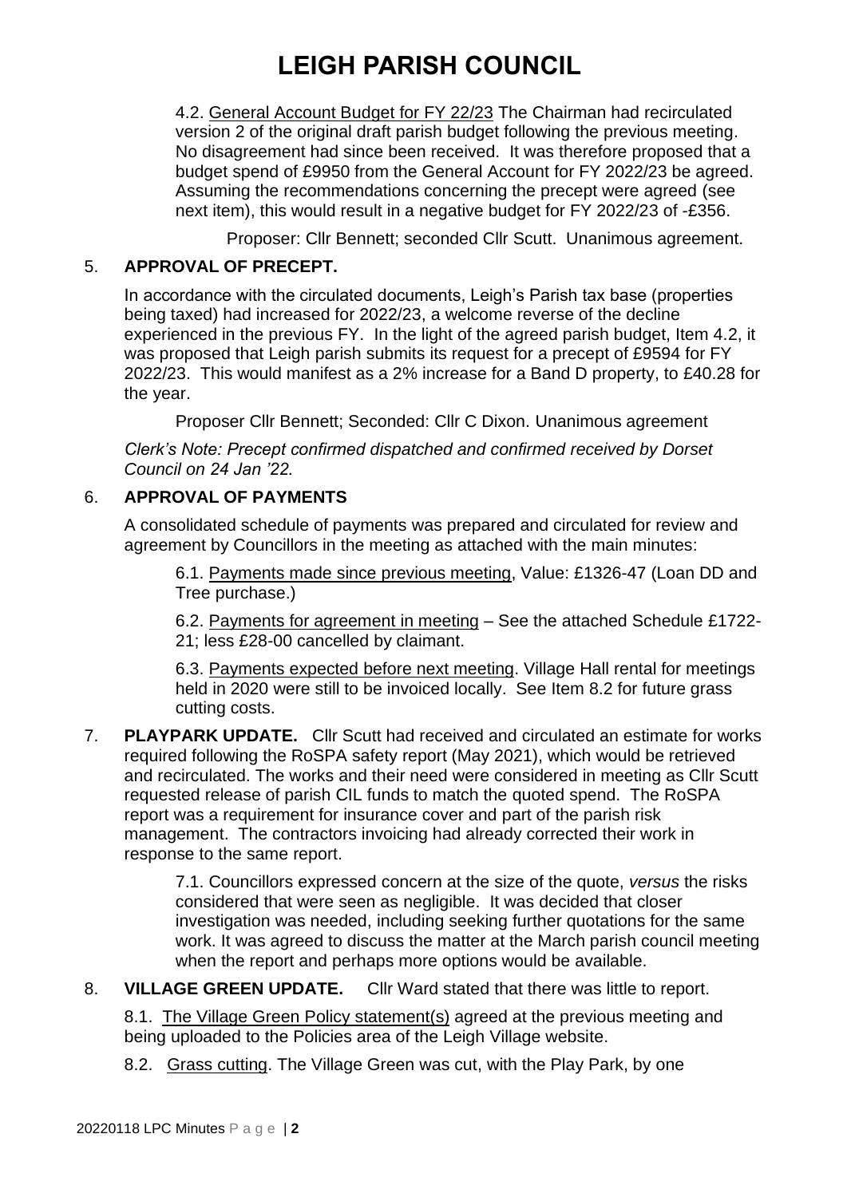4.2. General Account Budget for FY 22/23 The Chairman had recirculated version 2 of the original draft parish budget following the previous meeting. No disagreement had since been received. It was therefore proposed that a budget spend of £9950 from the General Account for FY 2022/23 be agreed. Assuming the recommendations concerning the precept were agreed (see next item), this would result in a negative budget for FY 2022/23 of -£356.

Proposer: Cllr Bennett; seconded Cllr Scutt. Unanimous agreement.

5. **APPROVAL OF PRECEPT.**

In accordance with the circulated documents, Leigh's Parish tax base (properties being taxed) had increased for 2022/23, a welcome reverse of the decline experienced in the previous FY. In the light of the agreed parish budget, Item 4.2, it was proposed that Leigh parish submits its request for a precept of £9594 for FY 2022/23. This would manifest as a 2% increase for a Band D property, to £40.28 for the year.

Proposer Cllr Bennett; Seconded: Cllr C Dixon. Unanimous agreement

*Clerk's Note: Precept confirmed dispatched and confirmed received by Dorset Council on 24 Jan '22.*

6. **APPROVAL OF PAYMENTS**

A consolidated schedule of payments was prepared and circulated for review and agreement by Councillors in the meeting as attached with the main minutes:

6.1. Payments made since previous meeting, Value: £1326-47 (Loan DD and Tree purchase.)

6.2. Payments for agreement in meeting – See the attached Schedule £1722-21; less £28-00 cancelled by claimant.

6.3. Payments expected before next meeting. Village Hall rental for meetings held in 2020 were still to be invoiced locally. See Item 8.2 for future grass cutting costs.

7. **PLAYPARK UPDATE.** Cllr Scutt had received and circulated an estimate for works required following the RoSPA safety report (May 2021), which would be retrieved and recirculated. The works and their need were considered in meeting as Cllr Scutt requested release of parish CIL funds to match the quoted spend. The RoSPA report was a requirement for insurance cover and part of the parish risk management. The contractors invoicing had already corrected their work in response to the same report.

7.1. Councillors expressed concern at the size of the quote, *versus* the risks considered that were seen as negligible. It was decided that closer investigation was needed, including seeking further quotations for the same work. It was agreed to discuss the matter at the March parish council meeting when the report and perhaps more options would be available.

8. **VILLAGE GREEN UPDATE.** Cllr Ward stated that there was little to report.

8.1. The Village Green Policy statement(s) agreed at the previous meeting and being uploaded to the Policies area of the Leigh Village website.

8.2. Grass cutting. The Village Green was cut, with the Play Park, by one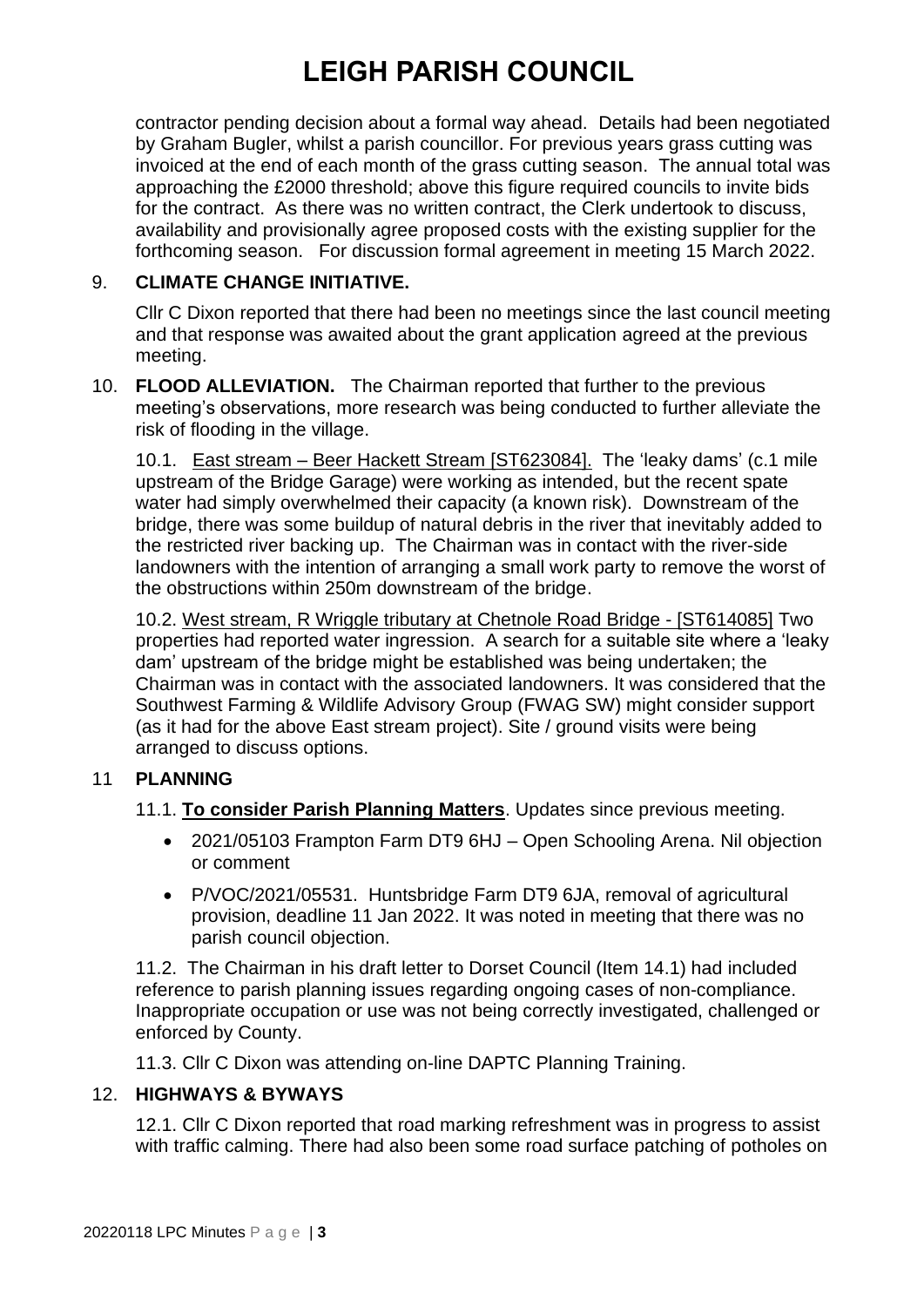contractor pending decision about a formal way ahead. Details had been negotiated by Graham Bugler, whilst a parish councillor. For previous years grass cutting was invoiced at the end of each month of the grass cutting season. The annual total was approaching the £2000 threshold; above this figure required councils to invite bids for the contract. As there was no written contract, the Clerk undertook to discuss, availability and provisionally agree proposed costs with the existing supplier for the forthcoming season. For discussion formal agreement in meeting 15 March 2022.

## 9. CLIMATE CHANGE INITIATIVE.

Cllr C Dixon reported that there had been no meetings since the last council meeting and that response was awaited about the grant application agreed at the previous meeting.

## 10. FLOOD ALLEVIATION.

The Chairman reported that further to the previous meeting's observations, more research was being conducted to further alleviate the risk of flooding in the village.

10.1. East stream – Beer Hackett Stream [ST623084]. The 'leaky dams' (c.1 mile upstream of the Bridge Garage) were working as intended, but the recent spate water had simply overwhelmed their capacity (a known risk). Downstream of the bridge, there was some buildup of natural debris in the river that inevitably added to the restricted river backing up. The Chairman was in contact with the river-side landowners with the intention of arranging a small work party to remove the worst of the obstructions within 250m downstream of the bridge.

10.2. West stream, R Wriggle tributary at Chetnole Road Bridge - [ST614085] Two properties had reported water ingression. A search for a suitable site where a 'leaky dam' upstream of the bridge might be established was being undertaken; the Chairman was in contact with the associated landowners. It was considered that the Southwest Farming & Wildlife Advisory Group (FWAG SW) might consider support (as it had for the above East stream project). Site / ground visits were being arranged to discuss options.

## 11 PLANNING

11.1. **To consider Parish Planning Matters**. Updates since previous meeting.

- 2021/05103 Frampton Farm DT9 6HJ – Open Schooling Arena. Nil objection or comment
- P/VOC/2021/05531. Huntsbridge Farm DT9 6JA, removal of agricultural provision, deadline 11 Jan 2022. It was noted in meeting that there was no parish council objection.

11.2. The Chairman in his draft letter to Dorset Council (Item 14.1) had included reference to parish planning issues regarding ongoing cases of non-compliance. Inappropriate occupation or use was not being correctly investigated, challenged or enforced by County.

11.3. Cllr C Dixon was attending on-line DAPTC Planning Training.

## 12. HIGHWAYS & BYWAYS

12.1. Cllr C Dixon reported that road marking refreshment was in progress to assist with traffic calming. There had also been some road surface patching of potholes on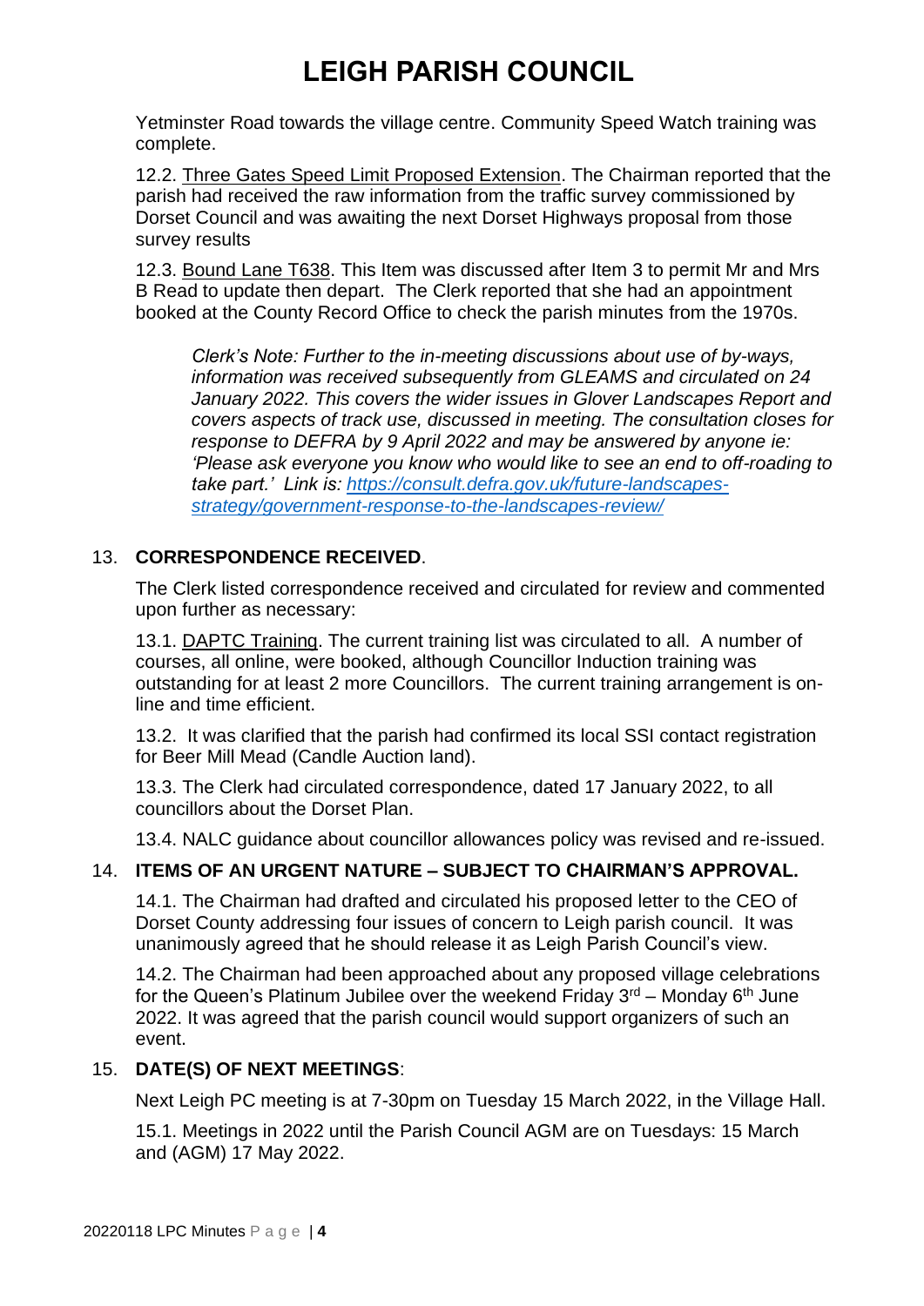Yetminster Road towards the village centre. Community Speed Watch training was complete.

12.2. Three Gates Speed Limit Proposed Extension. The Chairman reported that the parish had received the raw information from the traffic survey commissioned by Dorset Council and was awaiting the next Dorset Highways proposal from those survey results

12.3. Bound Lane T638. This Item was discussed after Item 3 to permit Mr and Mrs B Read to update then depart. The Clerk reported that she had an appointment booked at the County Record Office to check the parish minutes from the 1970s.

> *Clerk's Note: Further to the in-meeting discussions about use of by-ways, information was received subsequently from GLEAMS and circulated on 24 January 2022. This covers the wider issues in Glover Landscapes Report and covers aspects of track use, discussed in meeting. The consultation closes for response to DEFRA by 9 April 2022 and may be answered by anyone ie: 'Please ask everyone you know who would like to see an end to off-roading to take part.' Link is: [https://consult.defra.gov.uk/future-landscapes-strategy/government-response-to-the-landscapes-review/](https://consult.defra.gov.uk/future-landscapes-strategy/government-response-to-the-landscapes-review/)*

## 13. **CORRESPONDENCE RECEIVED**.

The Clerk listed correspondence received and circulated for review and commented upon further as necessary:

13.1. DAPTC Training. The current training list was circulated to all. A number of courses, all online, were booked, although Councillor Induction training was outstanding for at least 2 more Councillors. The current training arrangement is on-line and time efficient.

13.2. It was clarified that the parish had confirmed its local SSI contact registration for Beer Mill Mead (Candle Auction land).

13.3. The Clerk had circulated correspondence, dated 17 January 2022, to all councillors about the Dorset Plan.

13.4. NALC guidance about councillor allowances policy was revised and re-issued.

## 14. **ITEMS OF AN URGENT NATURE – SUBJECT TO CHAIRMAN'S APPROVAL.**

14.1. The Chairman had drafted and circulated his proposed letter to the CEO of Dorset County addressing four issues of concern to Leigh parish council. It was unanimously agreed that he should release it as Leigh Parish Council's view.

14.2. The Chairman had been approached about any proposed village celebrations for the Queen's Platinum Jubilee over the weekend Friday 3rd – Monday 6th June 2022. It was agreed that the parish council would support organizers of such an event.

## 15. **DATE(S) OF NEXT MEETINGS**:

Next Leigh PC meeting is at 7-30pm on Tuesday 15 March 2022, in the Village Hall.

15.1. Meetings in 2022 until the Parish Council AGM are on Tuesdays: 15 March and (AGM) 17 May 2022.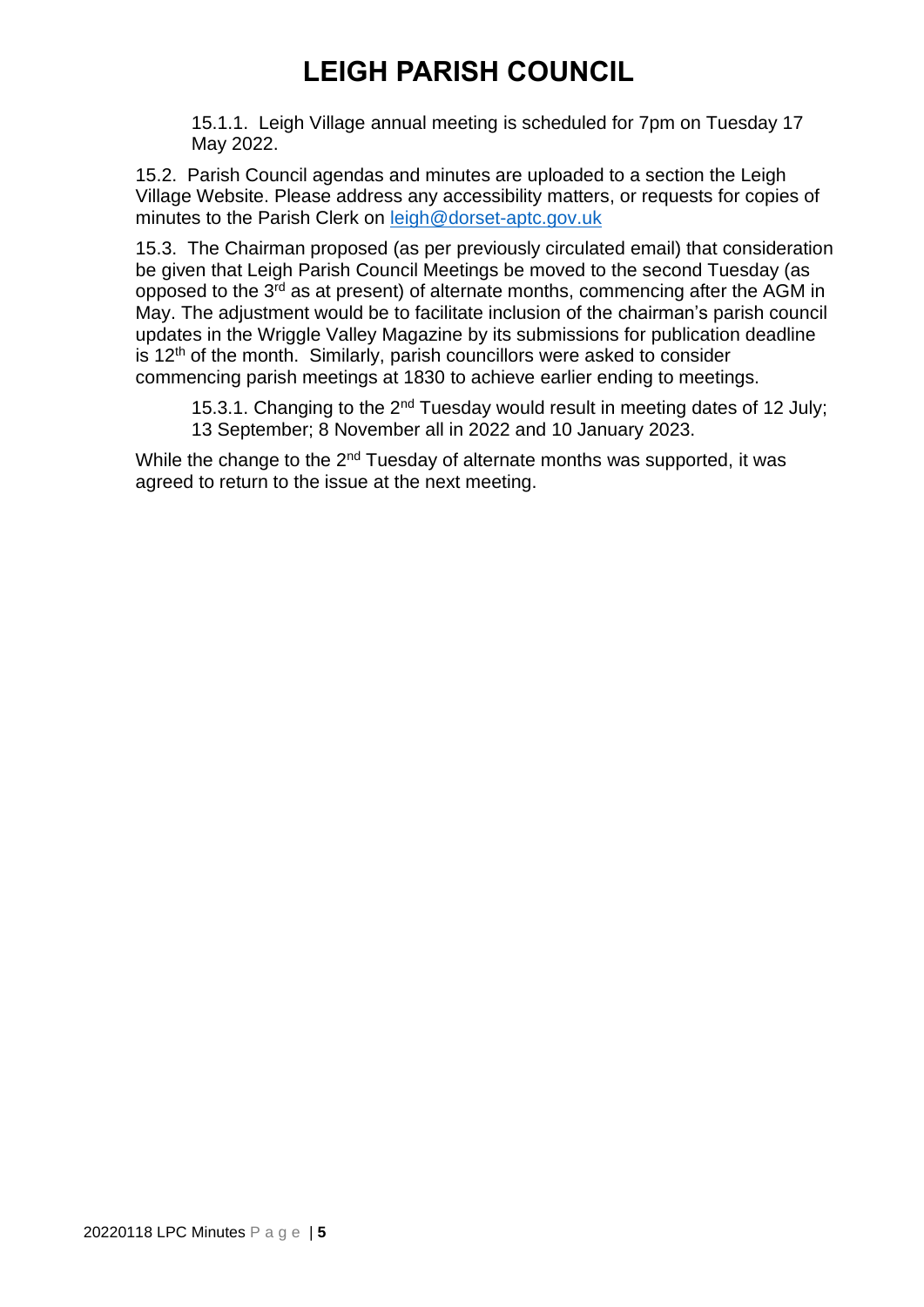15.1.1. Leigh Village annual meeting is scheduled for 7pm on Tuesday 17 May 2022.

15.2. Parish Council agendas and minutes are uploaded to a section the Leigh Village Website. Please address any accessibility matters, or requests for copies of minutes to the Parish Clerk on leigh@dorset-aptc.gov.uk

15.3. The Chairman proposed (as per previously circulated email) that consideration be given that Leigh Parish Council Meetings be moved to the second Tuesday (as opposed to the 3rd as at present) of alternate months, commencing after the AGM in May. The adjustment would be to facilitate inclusion of the chairman's parish council updates in the Wriggle Valley Magazine by its submissions for publication deadline is 12th of the month. Similarly, parish councillors were asked to consider commencing parish meetings at 1830 to achieve earlier ending to meetings.

15.3.1. Changing to the 2nd Tuesday would result in meeting dates of 12 July; 13 September; 8 November all in 2022 and 10 January 2023.

While the change to the 2nd Tuesday of alternate months was supported, it was agreed to return to the issue at the next meeting.